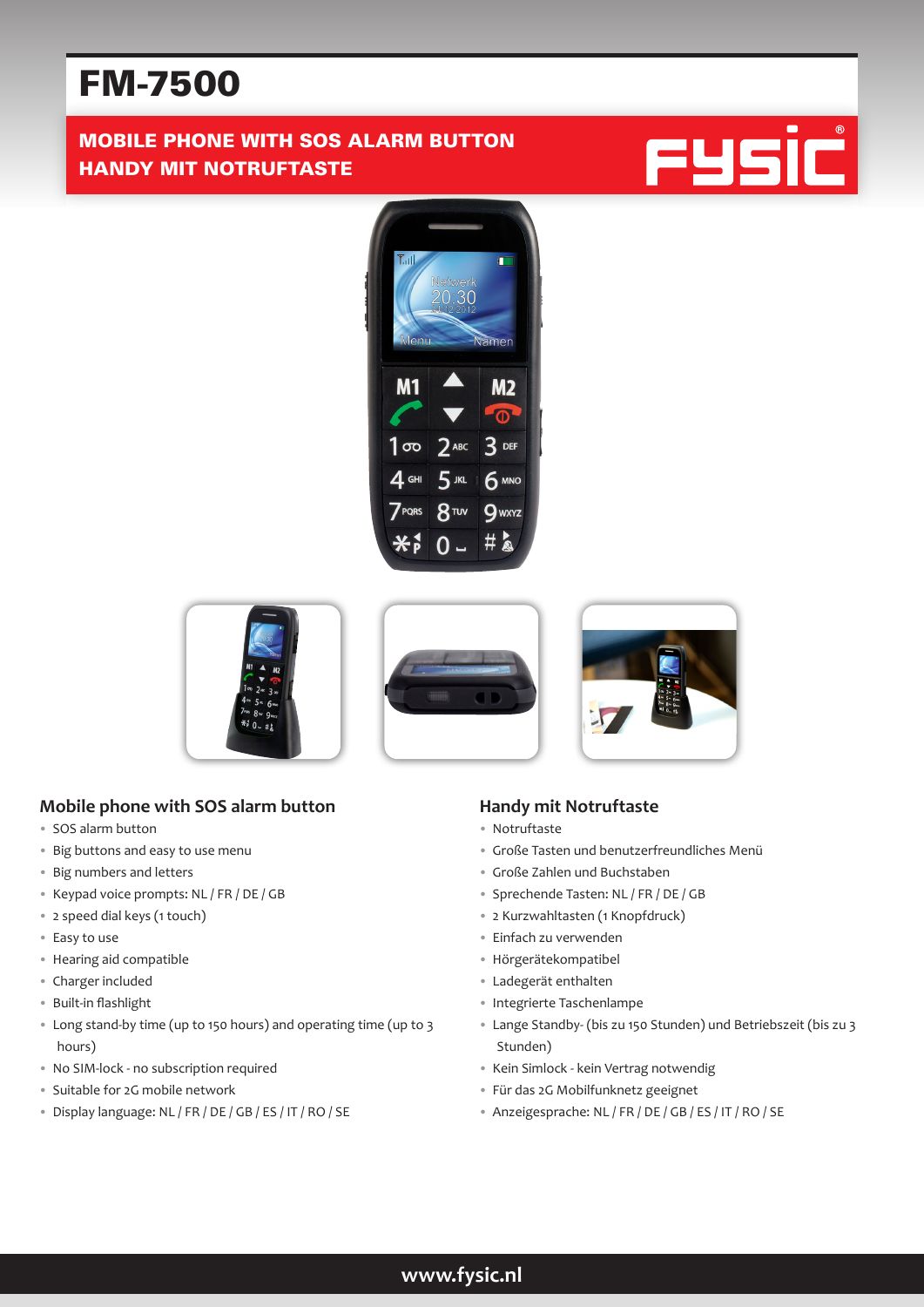# FM-7500

## MOBILE PHONE WITH SOS ALARM BUTTON
## HANDY MIT NOTRUFTASTE

FYSIC®

### Mobile phone with SOS alarm button

- SOS alarm button
- Big buttons and easy to use menu
- Big numbers and letters
- Keypad voice prompts: NL / FR / DE / GB
- 2 speed dial keys (1 touch)
- Easy to use
- Hearing aid compatible
- Charger included
- Built-in flashlight
- Long stand-by time (up to 150 hours) and operating time (up to 3 hours)
- No SIM-lock - no subscription required
- Suitable for 2G mobile network
- Display language: NL / FR / DE / GB / ES / IT / RO / SE

### Handy mit Notruftaste

- Notruftaste
- Große Tasten und benutzerfreundliches Menü
- Große Zahlen und Buchstaben
- Sprechende Tasten: NL / FR / DE / GB
- 2 Kurzwahltasten (1 Knopfdruck)
- Einfach zu verwenden
- Hörgerätekompatibel
- Ladegerät enthalten
- Integrierte Taschenlampe
- Lange Standby- (bis zu 150 Stunden) und Betriebszeit (bis zu 3 Stunden)
- Kein Simlock - kein Vertrag notwendig
- Für das 2G Mobilfunknetz geeignet
- Anzeigesprache: NL / FR / DE / GB / ES / IT / RO / SE

www.fysic.nl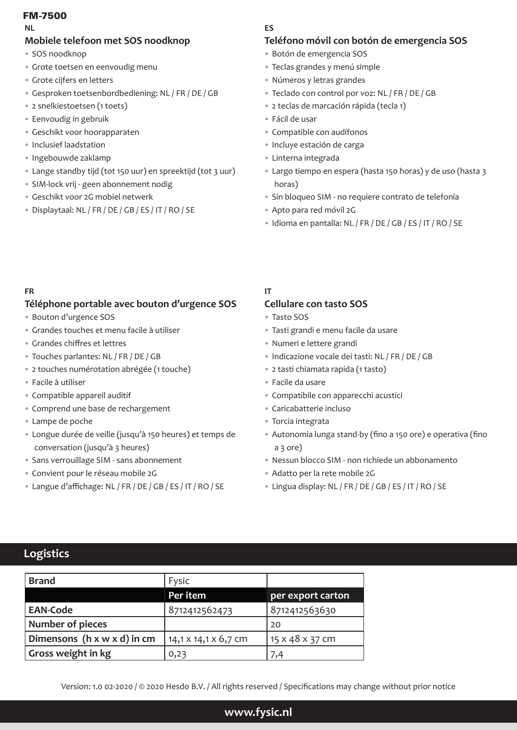**FM-7500**

NL

### Mobiele telefoon met SOS noodknop

- SOS noodknop
- Grote toetsen en eenvoudig menu
- Grote cijfers en letters
- Gesproken toetsenbordbediening: NL / FR / DE / GB
- 2 snelkiestoetsen (1 toets)
- Eenvoudig in gebruik
- Geschikt voor hoorapparaten
- Inclusief laadstation
- Ingebouwde zaklamp
- Lange standby tijd (tot 150 uur) en spreektijd (tot 3 uur)
- SIM-lock vrij - geen abonnement nodig
- Geschikt voor 2G mobiel netwerk
- Displaytaal: NL / FR / DE / GB / ES / IT / RO / SE

ES

### Teléfono móvil con botón de emergencia SOS

- Botón de emergencia SOS
- Teclas grandes y menú simple
- Números y letras grandes
- Teclado con control por voz: NL / FR / DE / GB
- 2 teclas de marcación rápida (tecla 1)
- Fácil de usar
- Compatible con audífonos
- Incluye estación de carga
- Linterna integrada
- Largo tiempo en espera (hasta 150 horas) y de uso (hasta 3 horas)
- Sin bloqueo SIM - no requiere contrato de telefonía
- Apto para red móvil 2G
- Idioma en pantalla: NL / FR / DE / GB / ES / IT / RO / SE

FR

### Téléphone portable avec bouton d'urgence SOS

- Bouton d'urgence SOS
- Grandes touches et menu facile à utiliser
- Grandes chiffres et lettres
- Touches parlantes: NL / FR / DE / GB
- 2 touches numérotation abrégée (1 touche)
- Facile à utiliser
- Compatible appareil auditif
- Comprend une base de rechargement
- Lampe de poche
- Longue durée de veille (jusqu'à 150 heures) et temps de conversation (jusqu'à 3 heures)
- Sans verrouillage SIM - sans abonnement
- Convient pour le réseau mobile 2G
- Langue d'affichage: NL / FR / DE / GB / ES / IT / RO / SE

IT

### Cellulare con tasto SOS

- Tasto SOS
- Tasti grandi e menu facile da usare
- Numeri e lettere grandi
- Indicazione vocale dei tasti: NL / FR / DE / GB
- 2 tasti chiamata rapida (1 tasto)
- Facile da usare
- Compatibile con apparecchi acustici
- Caricabatterie incluso
- Torcia integrata
- Autonomia lunga stand-by (fino a 150 ore) e operativa (fino a 3 ore)
- Nessun blocco SIM - non richiede un abbonamento
- Adatto per la rete mobile 2G
- Lingua display: NL / FR / DE / GB / ES / IT / RO / SE

## Logistics

| Brand | Fysic | |
|---|---|---|
| | **Per item** | **per export carton** |
| **EAN-Code** | 8712412562473 | 8712412563630 |
| **Number of pieces** | | 20 |
| **Dimensons (h x w x d) in cm** | 14,1 x 14,1 x 6,7 cm | 15 x 48 x 37 cm |
| **Gross weight in kg** | 0,23 | 7,4 |

Version: 1.0 02-2020 / © 2020 Hesdo B.V. / All rights reserved / Specifications may change without prior notice

**www.fysic.nl**